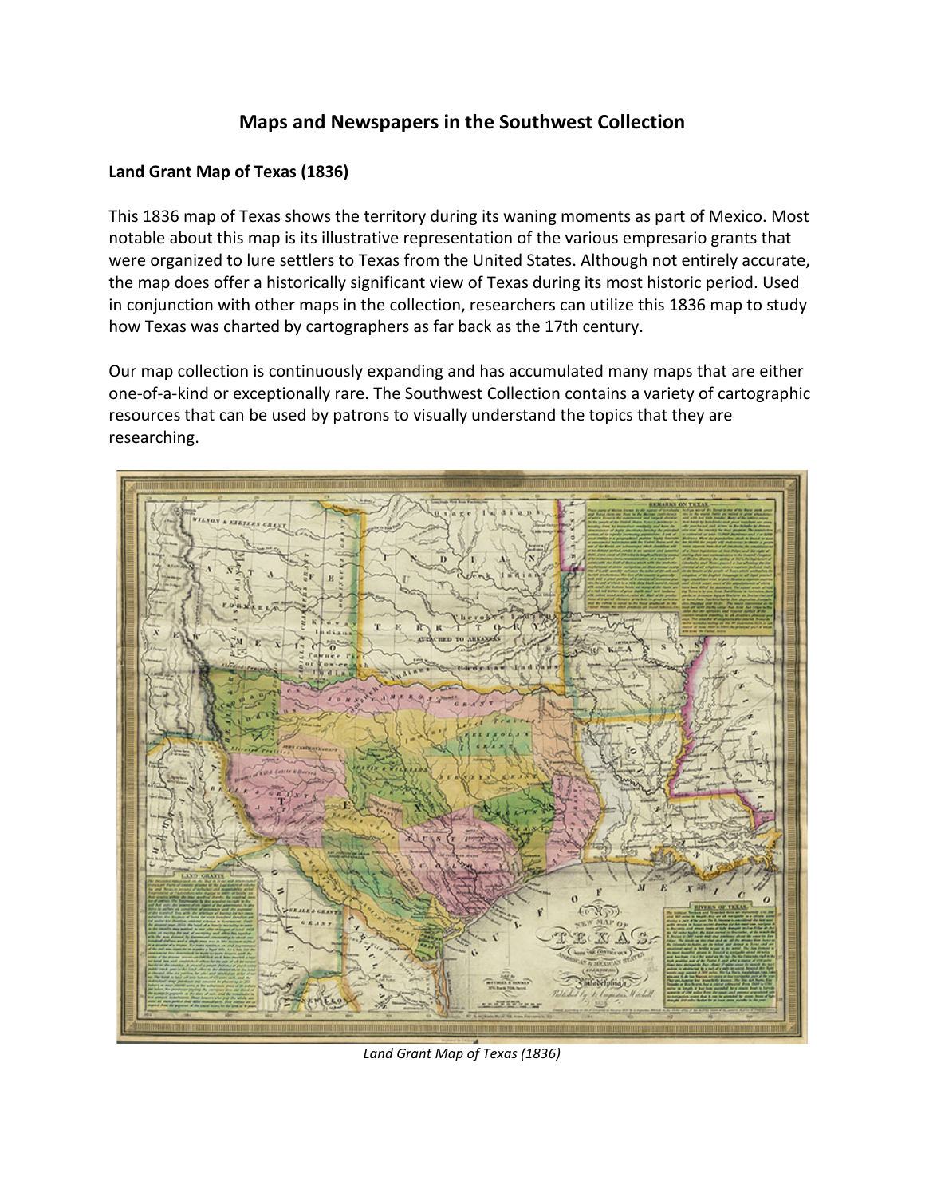# Maps and Newspapers in the Southwest Collection

**Land Grant Map of Texas (1836)**

This 1836 map of Texas shows the territory during its waning moments as part of Mexico. Most notable about this map is its illustrative representation of the various empresario grants that were organized to lure settlers to Texas from the United States. Although not entirely accurate, the map does offer a historically significant view of Texas during its most historic period. Used in conjunction with other maps in the collection, researchers can utilize this 1836 map to study how Texas was charted by cartographers as far back as the 17th century.

Our map collection is continuously expanding and has accumulated many maps that are either one-of-a-kind or exceptionally rare. The Southwest Collection contains a variety of cartographic resources that can be used by patrons to visually understand the topics that they are researching.

*Land Grant Map of Texas (1836)*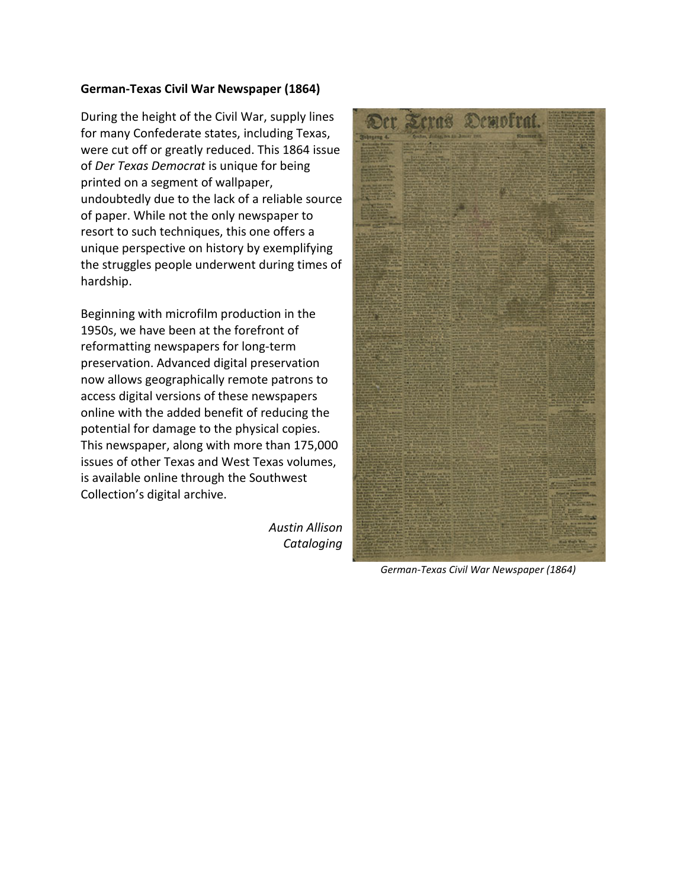**German-Texas Civil War Newspaper (1864)**

During the height of the Civil War, supply lines for many Confederate states, including Texas, were cut off or greatly reduced. This 1864 issue of *Der Texas Democrat* is unique for being printed on a segment of wallpaper, undoubtedly due to the lack of a reliable source of paper. While not the only newspaper to resort to such techniques, this one offers a unique perspective on history by exemplifying the struggles people underwent during times of hardship.

Beginning with microfilm production in the 1950s, we have been at the forefront of reformatting newspapers for long-term preservation. Advanced digital preservation now allows geographically remote patrons to access digital versions of these newspapers online with the added benefit of reducing the potential for damage to the physical copies. This newspaper, along with more than 175,000 issues of other Texas and West Texas volumes, is available online through the Southwest Collection's digital archive.

*Austin Allison*
*Cataloging*

*German-Texas Civil War Newspaper (1864)*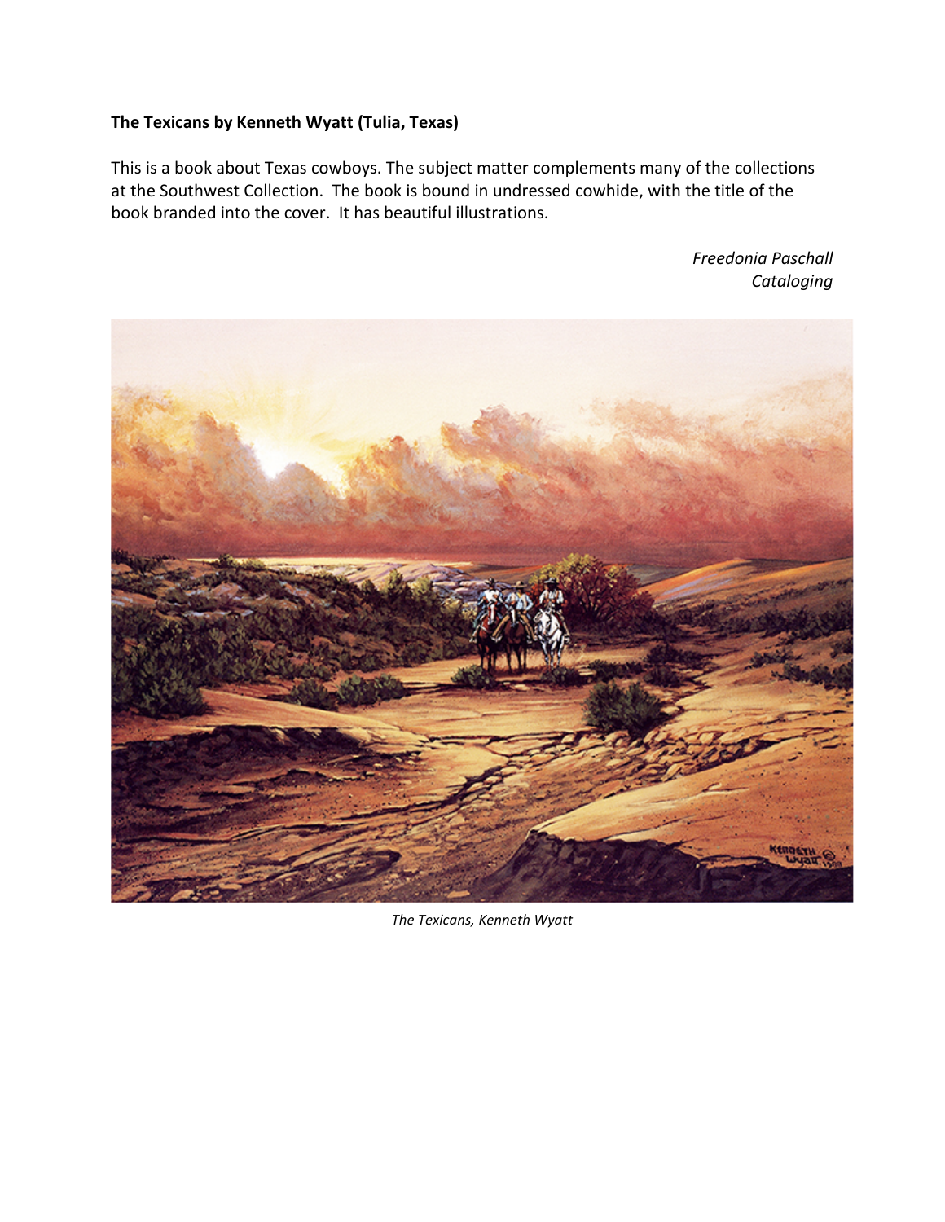**The Texicans by Kenneth Wyatt (Tulia, Texas)**

This is a book about Texas cowboys. The subject matter complements many of the collections at the Southwest Collection. The book is bound in undressed cowhide, with the title of the book branded into the cover. It has beautiful illustrations.

*Freedonia Paschall*
*Cataloging*

*The Texicans, Kenneth Wyatt*